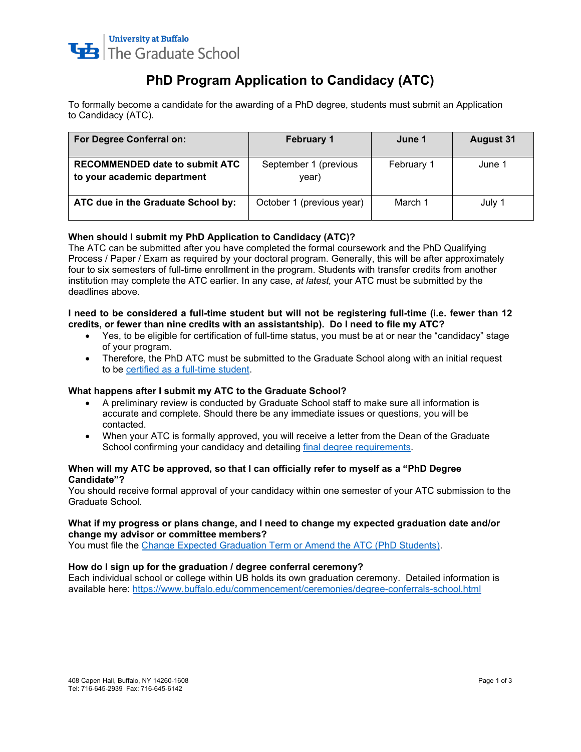University at Buffalo
The Graduate School

# PhD Program Application to Candidacy (ATC)

To formally become a candidate for the awarding of a PhD degree, students must submit an Application to Candidacy (ATC).

| For Degree Conferral on: | February 1 | June 1 | August 31 |
|---|---|---|---|
| **RECOMMENDED date to submit ATC to your academic department** | September 1 (previous year) | February 1 | June 1 |
| **ATC due in the Graduate School by:** | October 1 (previous year) | March 1 | July 1 |

**When should I submit my PhD Application to Candidacy (ATC)?**
The ATC can be submitted after you have completed the formal coursework and the PhD Qualifying Process / Paper / Exam as required by your doctoral program. Generally, this will be after approximately four to six semesters of full-time enrollment in the program. Students with transfer credits from another institution may complete the ATC earlier. In any case, *at latest,* your ATC must be submitted by the deadlines above.

**I need to be considered a full-time student but will not be registering full-time (i.e. fewer than 12 credits, or fewer than nine credits with an assistantship). Do I need to file my ATC?**

- Yes, to be eligible for certification of full-time status, you must be at or near the "candidacy" stage of your program.
- Therefore, the PhD ATC must be submitted to the Graduate School along with an initial request to be certified as a full-time student.

**What happens after I submit my ATC to the Graduate School?**

- A preliminary review is conducted by Graduate School staff to make sure all information is accurate and complete. Should there be any immediate issues or questions, you will be contacted.
- When your ATC is formally approved, you will receive a letter from the Dean of the Graduate School confirming your candidacy and detailing final degree requirements.

**When will my ATC be approved, so that I can officially refer to myself as a "PhD Degree Candidate"?**
You should receive formal approval of your candidacy within one semester of your ATC submission to the Graduate School.

**What if my progress or plans change, and I need to change my expected graduation date and/or change my advisor or committee members?**
You must file the Change Expected Graduation Term or Amend the ATC (PhD Students).

**How do I sign up for the graduation / degree conferral ceremony?**
Each individual school or college within UB holds its own graduation ceremony. Detailed information is available here: https://www.buffalo.edu/commencement/ceremonies/degree-conferrals-school.html

408 Capen Hall, Buffalo, NY 14260-1608
Tel: 716-645-2939 Fax: 716-645-6142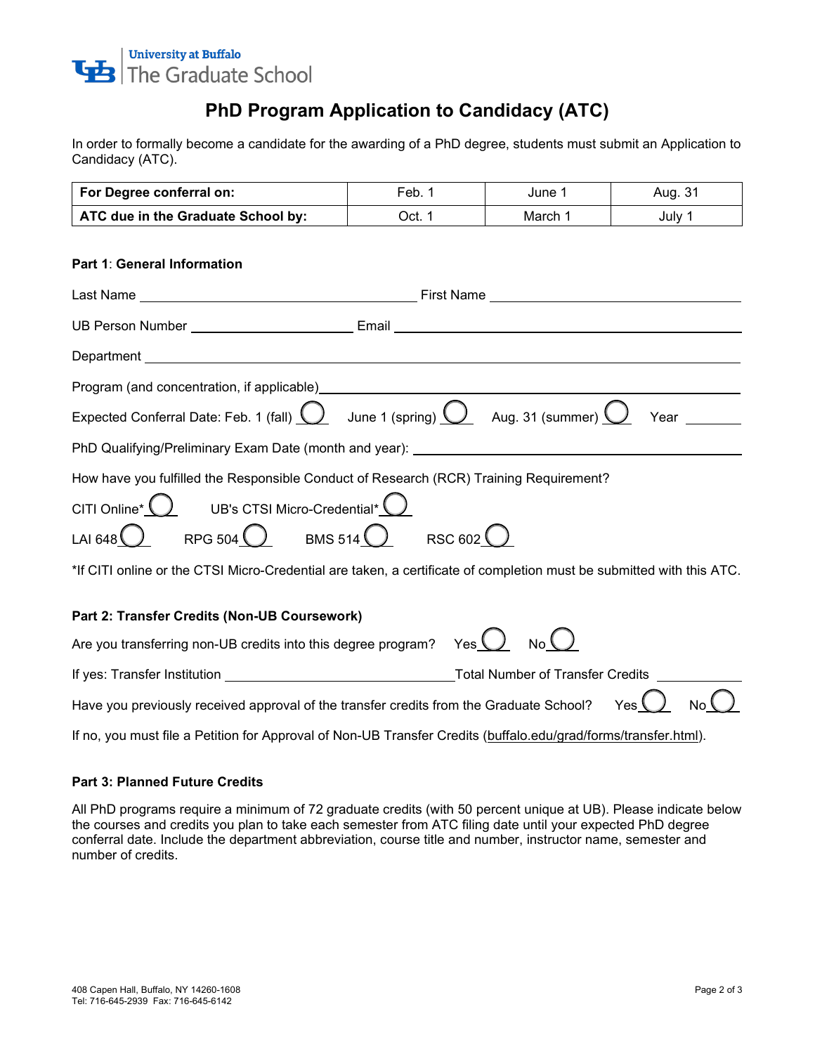University at Buffalo
The Graduate School

# PhD Program Application to Candidacy (ATC)

In order to formally become a candidate for the awarding of a PhD degree, students must submit an Application to Candidacy (ATC).

| **For Degree conferral on:** | Feb. 1 | June 1 | Aug. 31 |
|---|---|---|---|
| **ATC due in the Graduate School by:** | Oct. 1 | March 1 | July 1 |

**Part 1**: **General Information**

Last Name ______________________ First Name ______________________

UB Person Number ______________ Email ______________________

Department ______________________

Program (and concentration, if applicable) ______________________

Expected Conferral Date: Feb. 1 (fall) ◯ June 1 (spring) ◯ Aug. 31 (summer) ◯ Year ________

PhD Qualifying/Preliminary Exam Date (month and year): ______________________

How have you fulfilled the Responsible Conduct of Research (RCR) Training Requirement?

CITI Online* ◯ UB's CTSI Micro-Credential* ◯

LAI 648 ◯ RPG 504 ◯ BMS 514 ◯ RSC 602 ◯

*If CITI online or the CTSI Micro-Credential are taken, a certificate of completion must be submitted with this ATC.

**Part 2: Transfer Credits (Non-UB Coursework)**

Are you transferring non-UB credits into this degree program? Yes ◯ No ◯

If yes: Transfer Institution ______________________ Total Number of Transfer Credits ________

Have you previously received approval of the transfer credits from the Graduate School? Yes ◯ No ◯

If no, you must file a Petition for Approval of Non-UB Transfer Credits (buffalo.edu/grad/forms/transfer.html).

**Part 3: Planned Future Credits**

All PhD programs require a minimum of 72 graduate credits (with 50 percent unique at UB). Please indicate below the courses and credits you plan to take each semester from ATC filing date until your expected PhD degree conferral date. Include the department abbreviation, course title and number, instructor name, semester and number of credits.

408 Capen Hall, Buffalo, NY 14260-1608
Tel: 716-645-2939 Fax: 716-645-6142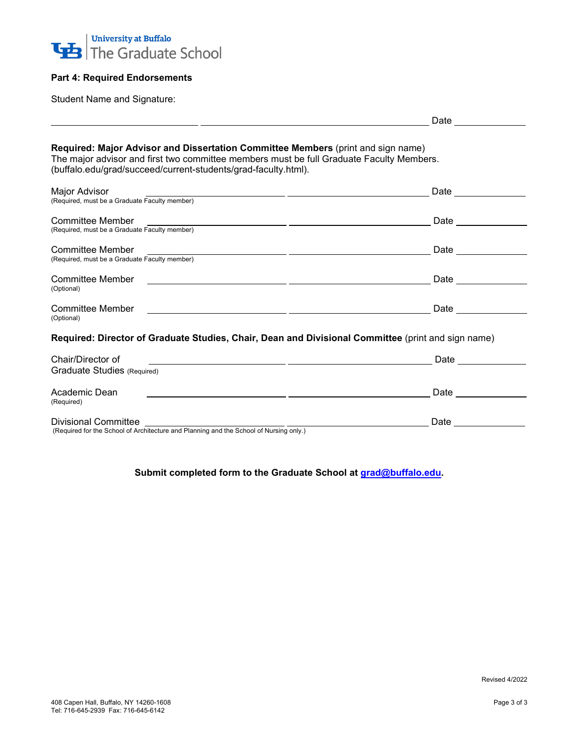University at Buffalo | The Graduate School

**Part 4: Required Endorsements**

Student Name and Signature:

\_\_\_\_\_\_\_\_\_\_\_\_\_\_\_\_\_\_\_\_\_\_\_\_ \_\_\_\_\_\_\_\_\_\_\_\_\_\_\_\_\_\_\_\_\_\_\_\_\_\_\_\_\_\_\_\_\_\_ Date \_\_\_\_\_\_\_\_\_\_

**Required: Major Advisor and Dissertation Committee Members** (print and sign name)
The major advisor and first two committee members must be full Graduate Faculty Members. (buffalo.edu/grad/succeed/current-students/grad-faculty.html).

Major Advisor \_\_\_\_\_\_\_\_\_\_\_\_\_\_\_\_\_\_\_\_ \_\_\_\_\_\_\_\_\_\_\_\_\_\_\_\_\_\_\_\_ Date \_\_\_\_\_\_\_\_\_\_
(Required, must be a Graduate Faculty member)

Committee Member \_\_\_\_\_\_\_\_\_\_\_\_\_\_\_\_\_\_\_\_ \_\_\_\_\_\_\_\_\_\_\_\_\_\_\_\_\_\_\_\_ Date \_\_\_\_\_\_\_\_\_\_
(Required, must be a Graduate Faculty member)

Committee Member \_\_\_\_\_\_\_\_\_\_\_\_\_\_\_\_\_\_\_\_ \_\_\_\_\_\_\_\_\_\_\_\_\_\_\_\_\_\_\_\_ Date \_\_\_\_\_\_\_\_\_\_
(Required, must be a Graduate Faculty member)

Committee Member \_\_\_\_\_\_\_\_\_\_\_\_\_\_\_\_\_\_\_\_ \_\_\_\_\_\_\_\_\_\_\_\_\_\_\_\_\_\_\_\_ Date \_\_\_\_\_\_\_\_\_\_
(Optional)

Committee Member \_\_\_\_\_\_\_\_\_\_\_\_\_\_\_\_\_\_\_\_ \_\_\_\_\_\_\_\_\_\_\_\_\_\_\_\_\_\_\_\_ Date \_\_\_\_\_\_\_\_\_\_
(Optional)

**Required: Director of Graduate Studies, Chair, Dean and Divisional Committee** (print and sign name)

Chair/Director of Graduate Studies (Required) \_\_\_\_\_\_\_\_\_\_\_\_\_\_\_\_\_\_\_\_ \_\_\_\_\_\_\_\_\_\_\_\_\_\_\_\_\_\_\_\_ Date \_\_\_\_\_\_\_\_\_\_

Academic Dean \_\_\_\_\_\_\_\_\_\_\_\_\_\_\_\_\_\_\_\_ \_\_\_\_\_\_\_\_\_\_\_\_\_\_\_\_\_\_\_\_ Date \_\_\_\_\_\_\_\_\_\_
(Required)

Divisional Committee \_\_\_\_\_\_\_\_\_\_\_\_\_\_\_\_\_\_\_\_ \_\_\_\_\_\_\_\_\_\_\_\_\_\_\_\_\_\_\_\_ Date \_\_\_\_\_\_\_\_\_\_
(Required for the School of Architecture and Planning and the School of Nursing only.)

**Submit completed form to the Graduate School at grad@buffalo.edu.**

Revised 4/2022

408 Capen Hall, Buffalo, NY 14260-1608
Tel: 716-645-2939 Fax: 716-645-6142